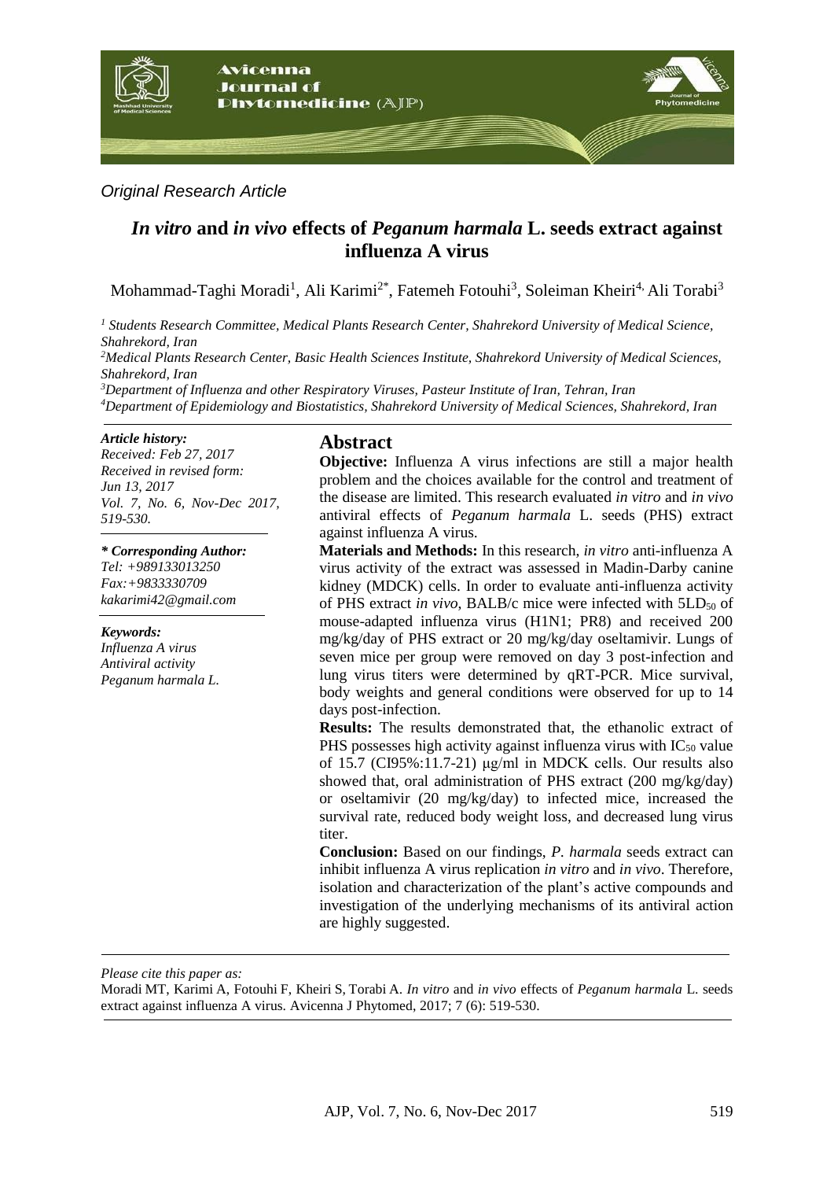*Original Research Article*

# *In vitro* and *in vivo* effects of *Peganum harmala* L. seeds extract against influenza A virus

Mohammad-Taghi Moradi[1], Ali Karimi[2*], Fatemeh Fotouhi[3], Soleiman Kheiri[4], Ali Torabi[3]

*[1] Students Research Committee, Medical Plants Research Center, Shahrekord University of Medical Science, Shahrekord, Iran*

*[2]Medical Plants Research Center, Basic Health Sciences Institute, Shahrekord University of Medical Sciences, Shahrekord, Iran*

*[3]Department of Influenza and other Respiratory Viruses, Pasteur Institute of Iran, Tehran, Iran*

*[4]Department of Epidemiology and Biostatistics, Shahrekord University of Medical Sciences, Shahrekord, Iran*

***Article history:***
*Received: Feb 27, 2017*
*Received in revised form: Jun 13, 2017*
*Vol. 7, No. 6, Nov-Dec 2017, 519-530.*

***\* Corresponding Author:***
*Tel: +989133013250*
*Fax:+9833330709*
*kakarimi42@gmail.com*

***Keywords:***
*Influenza A virus*
*Antiviral activity*
*Peganum harmala L.*

## Abstract

**Objective:** Influenza A virus infections are still a major health problem and the choices available for the control and treatment of the disease are limited. This research evaluated *in vitro* and *in vivo* antiviral effects of *Peganum harmala* L. seeds (PHS) extract against influenza A virus.

**Materials and Methods:** In this research, *in vitro* anti-influenza A virus activity of the extract was assessed in Madin-Darby canine kidney (MDCK) cells. In order to evaluate anti-influenza activity of PHS extract *in vivo*, BALB/c mice were infected with $5LD_{50}$ of mouse-adapted influenza virus (H1N1; PR8) and received 200 mg/kg/day of PHS extract or 20 mg/kg/day oseltamivir. Lungs of seven mice per group were removed on day 3 post-infection and lung virus titers were determined by qRT-PCR. Mice survival, body weights and general conditions were observed for up to 14 days post-infection.

**Results:** The results demonstrated that, the ethanolic extract of PHS possesses high activity against influenza virus with $IC_{50}$ value of 15.7 (CI95%:11.7-21) µg/ml in MDCK cells. Our results also showed that, oral administration of PHS extract (200 mg/kg/day) or oseltamivir (20 mg/kg/day) to infected mice, increased the survival rate, reduced body weight loss, and decreased lung virus titer.

**Conclusion:** Based on our findings, *P. harmala* seeds extract can inhibit influenza A virus replication *in vitro* and *in vivo*. Therefore, isolation and characterization of the plant's active compounds and investigation of the underlying mechanisms of its antiviral action are highly suggested.

*Please cite this paper as:*

Moradi MT, Karimi A, Fotouhi F, Kheiri S, Torabi A. *In vitro* and *in vivo* effects of *Peganum harmala* L. seeds extract against influenza A virus. Avicenna J Phytomed, 2017; 7 (6): 519-530.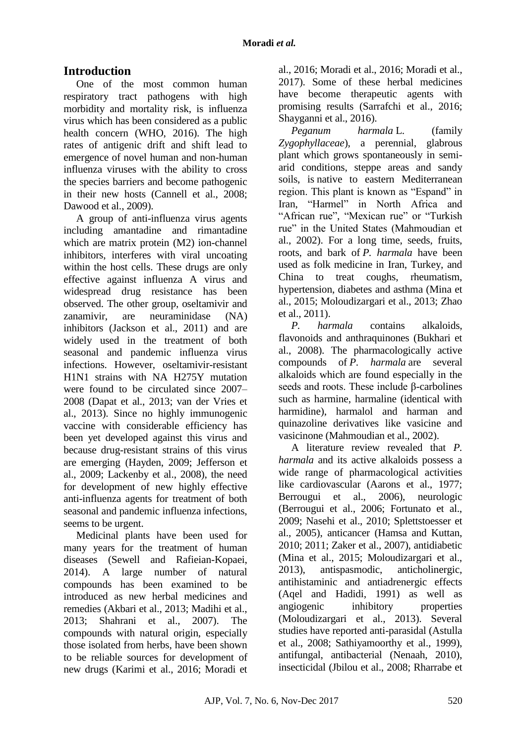## Introduction

One of the most common human respiratory tract pathogens with high morbidity and mortality risk, is influenza virus which has been considered as a public health concern (WHO, 2016). The high rates of antigenic drift and shift lead to emergence of novel human and non-human influenza viruses with the ability to cross the species barriers and become pathogenic in their new hosts (Cannell et al., 2008; Dawood et al., 2009).

A group of anti-influenza virus agents including amantadine and rimantadine which are matrix protein (M2) ion-channel inhibitors, interferes with viral uncoating within the host cells. These drugs are only effective against influenza A virus and widespread drug resistance has been observed. The other group, oseltamivir and zanamivir, are neuraminidase (NA) inhibitors (Jackson et al., 2011) and are widely used in the treatment of both seasonal and pandemic influenza virus infections. However, oseltamivir-resistant H1N1 strains with NA H275Y mutation were found to be circulated since 2007–2008 (Dapat et al., 2013; van der Vries et al., 2013). Since no highly immunogenic vaccine with considerable efficiency has been yet developed against this virus and because drug-resistant strains of this virus are emerging (Hayden, 2009; Jefferson et al., 2009; Lackenby et al., 2008), the need for development of new highly effective anti-influenza agents for treatment of both seasonal and pandemic influenza infections, seems to be urgent.

Medicinal plants have been used for many years for the treatment of human diseases (Sewell and Rafieian-Kopaei, 2014). A large number of natural compounds has been examined to be introduced as new herbal medicines and remedies (Akbari et al., 2013; Madihi et al., 2013; Shahrani et al., 2007). The compounds with natural origin, especially those isolated from herbs, have been shown to be reliable sources for development of new drugs (Karimi et al., 2016; Moradi et al., 2016; Moradi et al., 2016; Moradi et al., 2017). Some of these herbal medicines have become therapeutic agents with promising results (Sarrafchi et al., 2016; Shayganni et al., 2016).

*Peganum harmala* L. (family *Zygophyllaceae*), a perennial, glabrous plant which grows spontaneously in semi-arid conditions, steppe areas and sandy soils, is native to eastern Mediterranean region. This plant is known as "Espand" in Iran, "Harmel" in North Africa and "African rue", "Mexican rue" or "Turkish rue" in the United States (Mahmoudian et al., 2002). For a long time, seeds, fruits, roots, and bark of *P. harmala* have been used as folk medicine in Iran, Turkey, and China to treat coughs, rheumatism, hypertension, diabetes and asthma (Mina et al., 2015; Moloudizargari et al., 2013; Zhao et al., 2011).

*P. harmala* contains alkaloids, flavonoids and anthraquinones (Bukhari et al., 2008). The pharmacologically active compounds of *P. harmala* are several alkaloids which are found especially in the seeds and roots. These include β-carbolines such as harmine, harmaline (identical with harmidine), harmalol and harman and quinazoline derivatives like vasicine and vasicinone (Mahmoudian et al., 2002).

A literature review revealed that *P. harmala* and its active alkaloids possess a wide range of pharmacological activities like cardiovascular (Aarons et al., 1977; Berrougui et al., 2006), neurologic (Berrougui et al., 2006; Fortunato et al., 2009; Nasehi et al., 2010; Splettstoesser et al., 2005), anticancer (Hamsa and Kuttan, 2010; 2011; Zaker et al., 2007), antidiabetic (Mina et al., 2015; Moloudizargari et al., 2013), antispasmodic, anticholinergic, antihistaminic and antiadrenergic effects (Aqel and Hadidi, 1991) as well as angiogenic inhibitory properties (Moloudizargari et al., 2013). Several studies have reported anti-parasidal (Astulla et al., 2008; Sathiyamoorthy et al., 1999), antifungal, antibacterial (Nenaah, 2010), insecticidal (Jbilou et al., 2008; Rharrabe et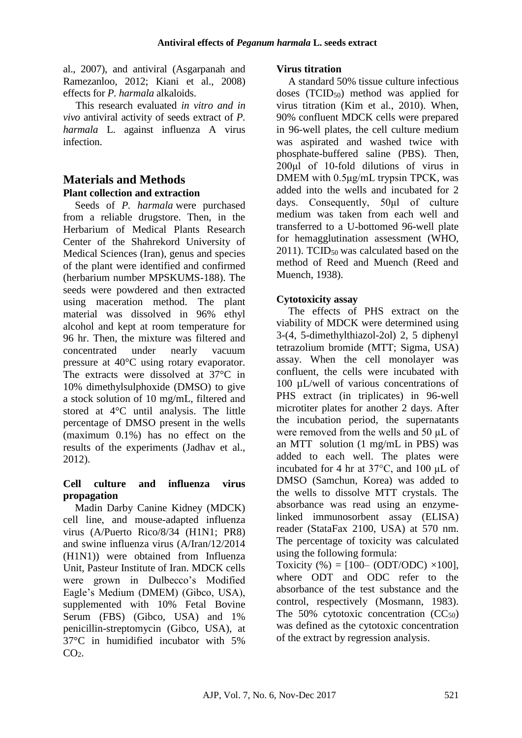al., 2007), and antiviral (Asgarpanah and Ramezanloo, 2012; Kiani et al., 2008) effects for *P. harmala* alkaloids.

This research evaluated *in vitro and in vivo* antiviral activity of seeds extract of *P. harmala* L. against influenza A virus infection.

## Materials and Methods

### Plant collection and extraction

Seeds of *P. harmala* were purchased from a reliable drugstore. Then, in the Herbarium of Medical Plants Research Center of the Shahrekord University of Medical Sciences (Iran), genus and species of the plant were identified and confirmed (herbarium number MPSKUMS-188). The seeds were powdered and then extracted using maceration method. The plant material was dissolved in 96% ethyl alcohol and kept at room temperature for 96 hr. Then, the mixture was filtered and concentrated under nearly vacuum pressure at 40°C using rotary evaporator. The extracts were dissolved at 37°C in 10% dimethylsulphoxide (DMSO) to give a stock solution of 10 mg/mL, filtered and stored at 4°C until analysis. The little percentage of DMSO present in the wells (maximum 0.1%) has no effect on the results of the experiments (Jadhav et al., 2012).

### Cell culture and influenza virus propagation

Madin Darby Canine Kidney (MDCK) cell line, and mouse-adapted influenza virus (A/Puerto Rico/8/34 (H1N1; PR8) and swine influenza virus (A/Iran/12/2014 (H1N1)) were obtained from Influenza Unit, Pasteur Institute of Iran. MDCK cells were grown in Dulbecco's Modified Eagle's Medium (DMEM) (Gibco, USA), supplemented with 10% Fetal Bovine Serum (FBS) (Gibco, USA) and 1% penicillin-streptomycin (Gibco, USA), at 37°C in humidified incubator with 5% $CO_2$.

### Virus titration

A standard 50% tissue culture infectious doses ($TCID_{50}$) method was applied for virus titration (Kim et al., 2010). When, 90% confluent MDCK cells were prepared in 96-well plates, the cell culture medium was aspirated and washed twice with phosphate-buffered saline (PBS). Then, 200μl of 10-fold dilutions of virus in DMEM with 0.5μg/mL trypsin TPCK, was added into the wells and incubated for 2 days. Consequently, 50μl of culture medium was taken from each well and transferred to a U-bottomed 96-well plate for hemagglutination assessment (WHO, 2011). $TCID_{50}$ was calculated based on the method of Reed and Muench (Reed and Muench, 1938).

### Cytotoxicity assay

The effects of PHS extract on the viability of MDCK were determined using 3-(4, 5-dimethylthiazol-2ol) 2, 5 diphenyl tetrazolium bromide (MTT; Sigma, USA) assay. When the cell monolayer was confluent, the cells were incubated with 100 µL/well of various concentrations of PHS extract (in triplicates) in 96-well microtiter plates for another 2 days. After the incubation period, the supernatants were removed from the wells and 50 µL of an MTT solution (1 mg/mL in PBS) was added to each well. The plates were incubated for 4 hr at 37°C, and 100 µL of DMSO (Samchun, Korea) was added to the wells to dissolve MTT crystals. The absorbance was read using an enzyme-linked immunosorbent assay (ELISA) reader (StataFax 2100, USA) at 570 nm. The percentage of toxicity was calculated using the following formula:

Toxicity (%) = [100– (ODT/ODC) ×100], where ODT and ODC refer to the absorbance of the test substance and the control, respectively (Mosmann, 1983). The 50% cytotoxic concentration ($CC_{50}$) was defined as the cytotoxic concentration of the extract by regression analysis.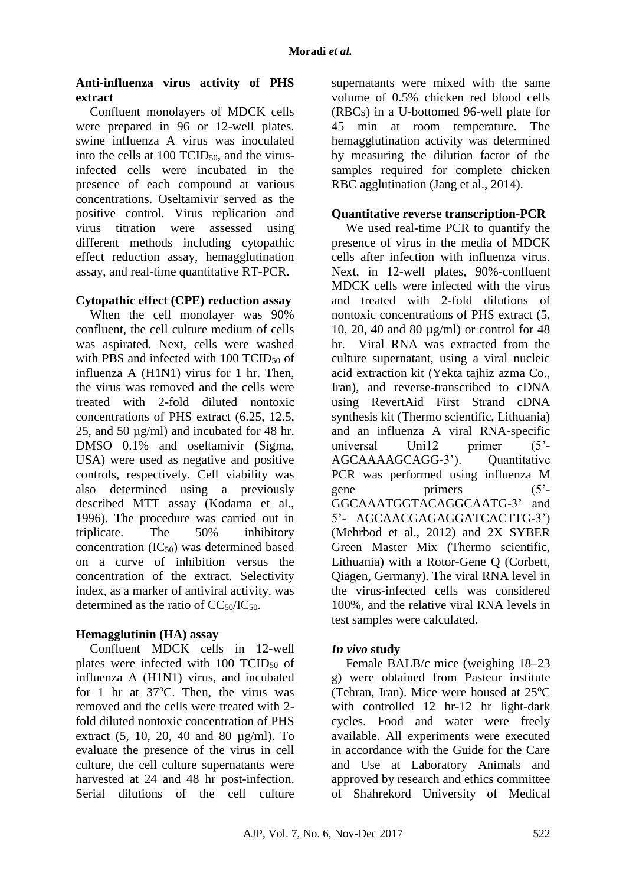### Anti-influenza virus activity of PHS extract

Confluent monolayers of MDCK cells were prepared in 96 or 12-well plates. swine influenza A virus was inoculated into the cells at 100 $TCID_{50}$, and the virus-infected cells were incubated in the presence of each compound at various concentrations. Oseltamivir served as the positive control. Virus replication and virus titration were assessed using different methods including cytopathic effect reduction assay, hemagglutination assay, and real-time quantitative RT-PCR.

### Cytopathic effect (CPE) reduction assay

When the cell monolayer was 90% confluent, the cell culture medium of cells was aspirated. Next, cells were washed with PBS and infected with 100 $TCID_{50}$ of influenza A (H1N1) virus for 1 hr. Then, the virus was removed and the cells were treated with 2-fold diluted nontoxic concentrations of PHS extract (6.25, 12.5, 25, and 50 µg/ml) and incubated for 48 hr. DMSO 0.1% and oseltamivir (Sigma, USA) were used as negative and positive controls, respectively. Cell viability was also determined using a previously described MTT assay (Kodama et al., 1996). The procedure was carried out in triplicate. The 50% inhibitory concentration ($IC_{50}$) was determined based on a curve of inhibition versus the concentration of the extract. Selectivity index, as a marker of antiviral activity, was determined as the ratio of $CC_{50}/IC_{50}$.

### Hemagglutinin (HA) assay

Confluent MDCK cells in 12-well plates were infected with 100 $TCID_{50}$ of influenza A (H1N1) virus, and incubated for 1 hr at 37°C. Then, the virus was removed and the cells were treated with 2-fold diluted nontoxic concentration of PHS extract (5, 10, 20, 40 and 80 µg/ml). To evaluate the presence of the virus in cell culture, the cell culture supernatants were harvested at 24 and 48 hr post-infection. Serial dilutions of the cell culture supernatants were mixed with the same volume of 0.5% chicken red blood cells (RBCs) in a U-bottomed 96-well plate for 45 min at room temperature. The hemagglutination activity was determined by measuring the dilution factor of the samples required for complete chicken RBC agglutination (Jang et al., 2014).

### Quantitative reverse transcription-PCR

We used real-time PCR to quantify the presence of virus in the media of MDCK cells after infection with influenza virus. Next, in 12-well plates, 90%-confluent MDCK cells were infected with the virus and treated with 2-fold dilutions of nontoxic concentrations of PHS extract (5, 10, 20, 40 and 80 µg/ml) or control for 48 hr. Viral RNA was extracted from the culture supernatant, using a viral nucleic acid extraction kit (Yekta tajhiz azma Co., Iran), and reverse-transcribed to cDNA using RevertAid First Strand cDNA synthesis kit (Thermo scientific, Lithuania) and an influenza A viral RNA-specific universal Uni12 primer (5'-AGCAAAAGCAGG-3'). Quantitative PCR was performed using influenza M gene primers (5'-GGCAAATGGTACAGGCAATG-3' and 5'- AGCAACGAGAGGATCACTTG-3') (Mehrbod et al., 2012) and 2X SYBER Green Master Mix (Thermo scientific, Lithuania) with a Rotor-Gene Q (Corbett, Qiagen, Germany). The viral RNA level in the virus-infected cells was considered 100%, and the relative viral RNA levels in test samples were calculated.

### *In vivo* study

Female BALB/c mice (weighing 18–23 g) were obtained from Pasteur institute (Tehran, Iran). Mice were housed at 25°C with controlled 12 hr-12 hr light-dark cycles. Food and water were freely available. All experiments were executed in accordance with the Guide for the Care and Use at Laboratory Animals and approved by research and ethics committee of Shahrekord University of Medical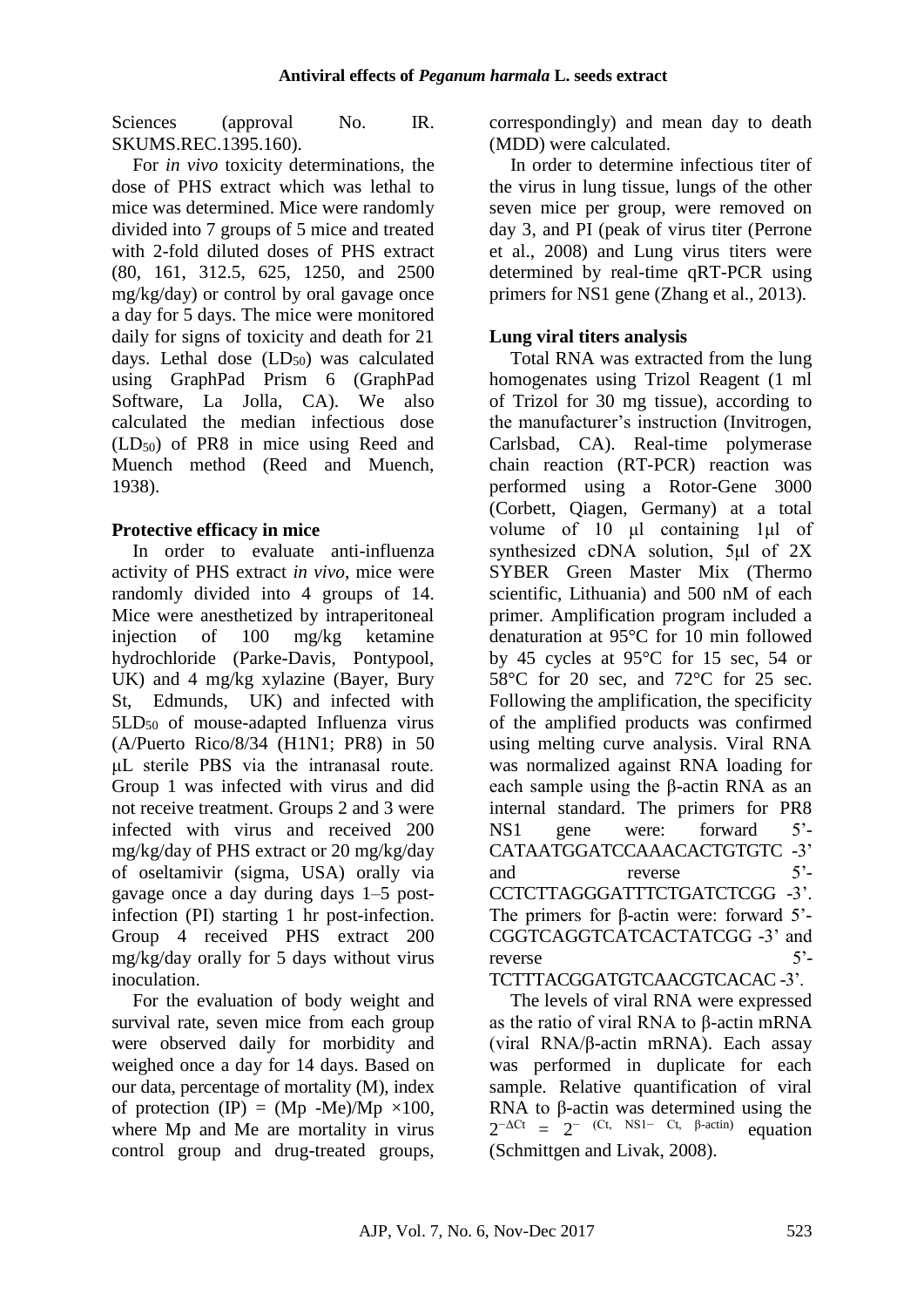Sciences (approval No. IR. SKUMS.REC.1395.160).

For *in vivo* toxicity determinations, the dose of PHS extract which was lethal to mice was determined. Mice were randomly divided into 7 groups of 5 mice and treated with 2-fold diluted doses of PHS extract (80, 161, 312.5, 625, 1250, and 2500 mg/kg/day) or control by oral gavage once a day for 5 days. The mice were monitored daily for signs of toxicity and death for 21 days. Lethal dose ($LD_{50}$) was calculated using GraphPad Prism 6 (GraphPad Software, La Jolla, CA). We also calculated the median infectious dose ($LD_{50}$) of PR8 in mice using Reed and Muench method (Reed and Muench, 1938).

**Protective efficacy in mice**

In order to evaluate anti-influenza activity of PHS extract *in vivo*, mice were randomly divided into 4 groups of 14. Mice were anesthetized by intraperitoneal injection of 100 mg/kg ketamine hydrochloride (Parke-Davis, Pontypool, UK) and 4 mg/kg xylazine (Bayer, Bury St, Edmunds, UK) and infected with $5LD_{50}$ of mouse-adapted Influenza virus (A/Puerto Rico/8/34 (H1N1; PR8) in 50 μL sterile PBS via the intranasal route. Group 1 was infected with virus and did not receive treatment. Groups 2 and 3 were infected with virus and received 200 mg/kg/day of PHS extract or 20 mg/kg/day of oseltamivir (sigma, USA) orally via gavage once a day during days 1–5 post-infection (PI) starting 1 hr post-infection. Group 4 received PHS extract 200 mg/kg/day orally for 5 days without virus inoculation.

For the evaluation of body weight and survival rate, seven mice from each group were observed daily for morbidity and weighed once a day for 14 days. Based on our data, percentage of mortality (M), index of protection (IP) = (Mp -Me)/Mp ×100, where Mp and Me are mortality in virus control group and drug-treated groups, correspondingly) and mean day to death (MDD) were calculated.

In order to determine infectious titer of the virus in lung tissue, lungs of the other seven mice per group, were removed on day 3, and PI (peak of virus titer (Perrone et al., 2008) and Lung virus titers were determined by real-time qRT-PCR using primers for NS1 gene (Zhang et al., 2013).

**Lung viral titers analysis**

Total RNA was extracted from the lung homogenates using Trizol Reagent (1 ml of Trizol for 30 mg tissue), according to the manufacturer's instruction (Invitrogen, Carlsbad, CA). Real-time polymerase chain reaction (RT-PCR) reaction was performed using a Rotor-Gene 3000 (Corbett, Qiagen, Germany) at a total volume of 10 μl containing 1μl of synthesized cDNA solution, 5μl of 2X SYBER Green Master Mix (Thermo scientific, Lithuania) and 500 nM of each primer. Amplification program included a denaturation at 95°C for 10 min followed by 45 cycles at 95°C for 15 sec, 54 or 58°C for 20 sec, and 72°C for 25 sec. Following the amplification, the specificity of the amplified products was confirmed using melting curve analysis. Viral RNA was normalized against RNA loading for each sample using the β-actin RNA as an internal standard. The primers for PR8 NS1 gene were: forward 5'-CATAATGGATCCAAACACTGTGTC -3' and reverse 5'-CCTCTTAGGGATTTCTGATCTCGG -3'. The primers for β-actin were: forward 5'-CGGTCAGGTCATCACTATCGG -3' and reverse 5'-TCTTTACGGATGTCAACGTCACAC -3'.

The levels of viral RNA were expressed as the ratio of viral RNA to β-actin mRNA (viral RNA/β-actin mRNA). Each assay was performed in duplicate for each sample. Relative quantification of viral RNA to β-actin was determined using the $2^{-\Delta Ct} = 2^{-(Ct,\ NS1-\ Ct,\ \beta\text{-actin})}$ equation (Schmittgen and Livak, 2008).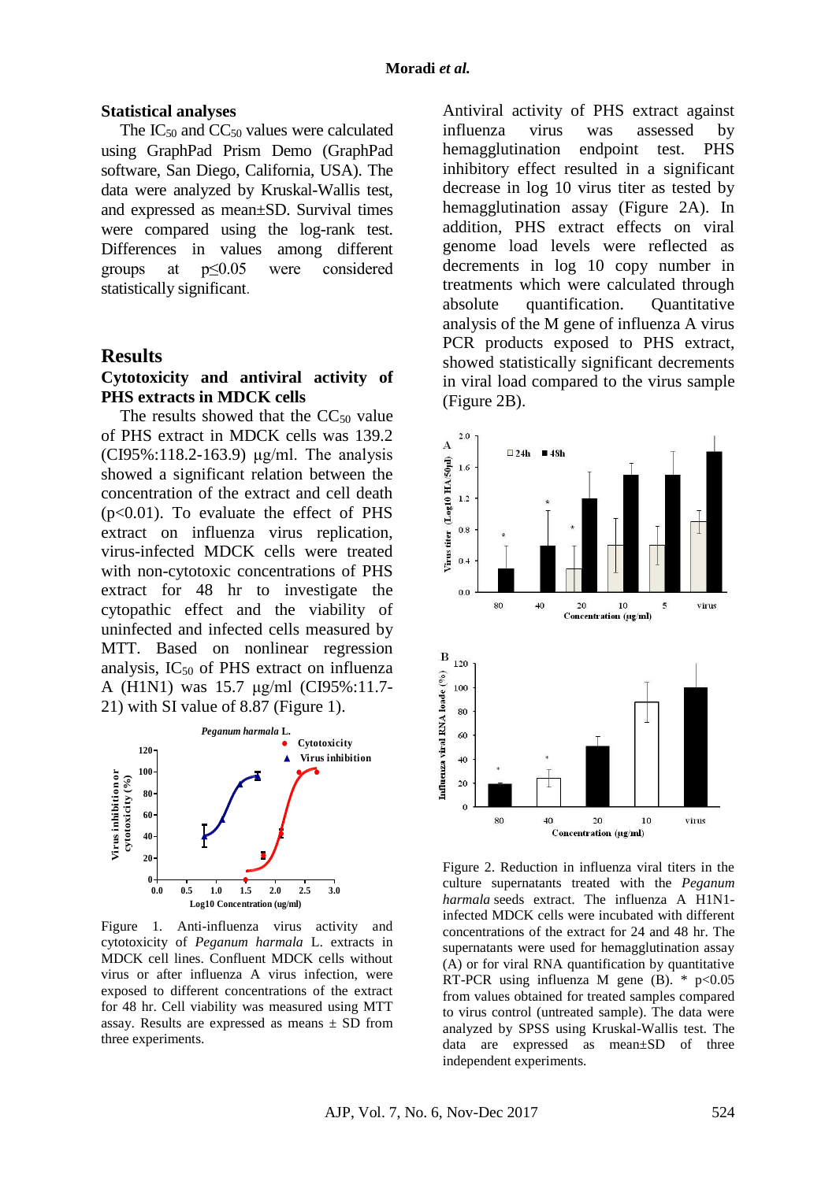## Statistical analyses

The $IC_{50}$ and $CC_{50}$ values were calculated using GraphPad Prism Demo (GraphPad software, San Diego, California, USA). The data were analyzed by Kruskal-Wallis test, and expressed as mean±SD. Survival times were compared using the log-rank test. Differences in values among different groups at p≤0.05 were considered statistically significant.

# Results

## Cytotoxicity and antiviral activity of PHS extracts in MDCK cells

The results showed that the $CC_{50}$ value of PHS extract in MDCK cells was 139.2 (CI95%:118.2-163.9) µg/ml. The analysis showed a significant relation between the concentration of the extract and cell death ($p<0.01$). To evaluate the effect of PHS extract on influenza virus replication, virus-infected MDCK cells were treated with non-cytotoxic concentrations of PHS extract for 48 hr to investigate the cytopathic effect and the viability of uninfected and infected cells measured by MTT. Based on nonlinear regression analysis, $IC_{50}$ of PHS extract on influenza A (H1N1) was 15.7 µg/ml (CI95%:11.7-21) with SI value of 8.87 (Figure 1).

*Peganum harmala* L.
Cytotoxicity
Virus inhibition
Virus inhibition or cytotoxicity (%)
0
20
40
60
80
100
120
0.0
0.5
1.0
1.5
2.0
2.5
3.0
Log10 Concentration (ug/ml)

Figure 1. Anti-influenza virus activity and cytotoxicity of *Peganum harmala* L. extracts in MDCK cell lines. Confluent MDCK cells without virus or after influenza A virus infection, were exposed to different concentrations of the extract for 48 hr. Cell viability was measured using MTT assay. Results are expressed as means ± SD from three experiments.

Antiviral activity of PHS extract against influenza virus was assessed by hemagglutination endpoint test. PHS inhibitory effect resulted in a significant decrease in log 10 virus titer as tested by hemagglutination assay (Figure 2A). In addition, PHS extract effects on viral genome load levels were reflected as decrements in log 10 copy number in treatments which were calculated through absolute quantification. Quantitative analysis of the M gene of influenza A virus PCR products exposed to PHS extract, showed statistically significant decrements in viral load compared to the virus sample (Figure 2B).

A
24h
48h
Virus titer (Log10 HA/50µl)
0.0
0.4
0.8
1.2
1.6
2.0
80
40
20
10
5
virus
Concentration (µg/ml)

B
Influenza viral RNA loade (%)
0
20
40
60
80
100
120
80
40
20
10
virus
Concentration (µg/ml)

Figure 2. Reduction in influenza viral titers in the culture supernatants treated with the *Peganum harmala* seeds extract. The influenza A H1N1-infected MDCK cells were incubated with different concentrations of the extract for 24 and 48 hr. The supernatants were used for hemagglutination assay (A) or for viral RNA quantification by quantitative RT-PCR using influenza M gene (B). * $p<0.05$ from values obtained for treated samples compared to virus control (untreated sample). The data were analyzed by SPSS using Kruskal-Wallis test. The data are expressed as mean±SD of three independent experiments.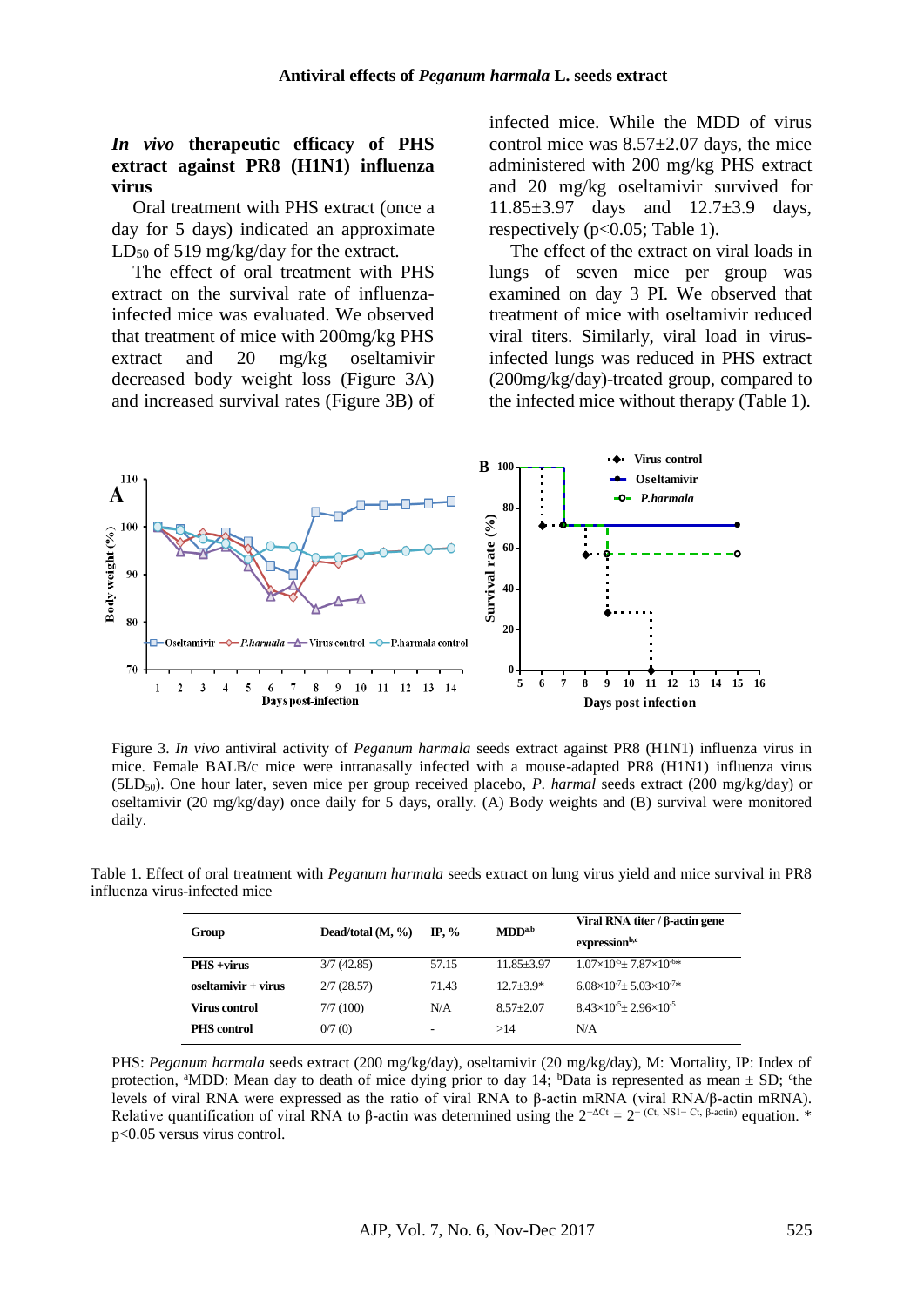### *In vivo* therapeutic efficacy of PHS extract against PR8 (H1N1) influenza virus

Oral treatment with PHS extract (once a day for 5 days) indicated an approximate $LD_{50}$ of 519 mg/kg/day for the extract.

The effect of oral treatment with PHS extract on the survival rate of influenza-infected mice was evaluated. We observed that treatment of mice with 200mg/kg PHS extract and 20 mg/kg oseltamivir decreased body weight loss (Figure 3A) and increased survival rates (Figure 3B) of infected mice. While the MDD of virus control mice was 8.57±2.07 days, the mice administered with 200 mg/kg PHS extract and 20 mg/kg oseltamivir survived for 11.85±3.97 days and 12.7±3.9 days, respectively ($p<0.05$; Table 1).

The effect of the extract on viral loads in lungs of seven mice per group was examined on day 3 PI. We observed that treatment of mice with oseltamivir reduced viral titers. Similarly, viral load in virus-infected lungs was reduced in PHS extract (200mg/kg/day)-treated group, compared to the infected mice without therapy (Table 1).

A
Body weight (%)
110
100
90
80
70
1 2 3 4 5 6 7 8 9 10 11 12 13 14
Days post-infection
Oseltamivir
*P.harmala*
Virus control
P.harmala control

B
Survival rate (%)
100
80
60
40
20
0
5 6 7 8 9 10 11 12 13 14 15 16
Days post infection
Virus control
Oseltamivir
*P.harmala*

Figure 3. *In vivo* antiviral activity of *Peganum harmala* seeds extract against PR8 (H1N1) influenza virus in mice. Female BALB/c mice were intranasally infected with a mouse-adapted PR8 (H1N1) influenza virus ($5LD_{50}$). One hour later, seven mice per group received placebo, *P. harmal* seeds extract (200 mg/kg/day) or oseltamivir (20 mg/kg/day) once daily for 5 days, orally. (A) Body weights and (B) survival were monitored daily.

Table 1. Effect of oral treatment with *Peganum harmala* seeds extract on lung virus yield and mice survival in PR8 influenza virus-infected mice

| Group | Dead/total (M, %) | IP, % | MDD[a,b] | Viral RNA titer / β-actin gene expression[b,c] |
|---|---|---|---|---|
| **PHS +virus** | 3/7 (42.85) | 57.15 | 11.85±3.97 | $1.07\times10^{-5}\pm 7.87\times10^{-6}$* |
| **oseltamivir + virus** | 2/7 (28.57) | 71.43 | 12.7±3.9* | $6.08\times10^{-7}\pm 5.03\times10^{-7}$* |
| **Virus control** | 7/7 (100) | N/A | 8.57±2.07 | $8.43\times10^{-5}\pm 2.96\times10^{-5}$ |
| **PHS control** | 0/7 (0) | - | >14 | N/A |

PHS: *Peganum harmala* seeds extract (200 mg/kg/day), oseltamivir (20 mg/kg/day), M: Mortality, IP: Index of protection, [a]MDD: Mean day to death of mice dying prior to day 14; [b]Data is represented as mean ± SD; [c]the levels of viral RNA were expressed as the ratio of viral RNA to β-actin mRNA (viral RNA/β-actin mRNA). Relative quantification of viral RNA to β-actin was determined using the $2^{-\Delta Ct} = 2^{-(Ct,\ NS1-\ Ct,\ \beta\text{-actin})}$ equation. * $p<0.05$ versus virus control.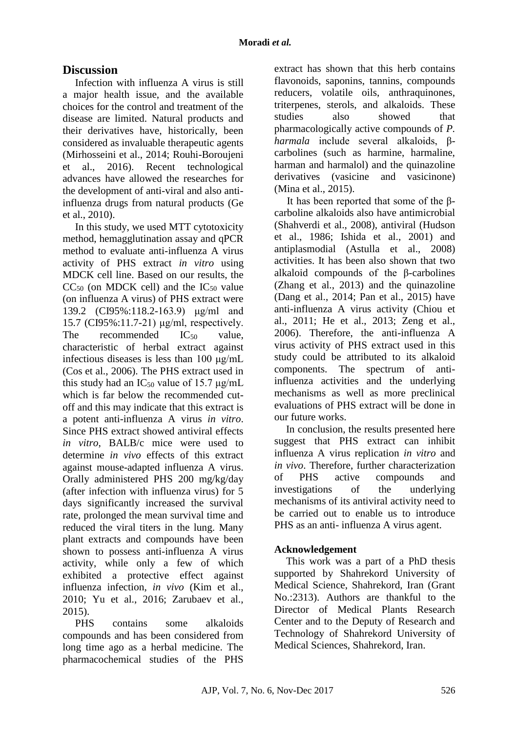## Discussion

Infection with influenza A virus is still a major health issue, and the available choices for the control and treatment of the disease are limited. Natural products and their derivatives have, historically, been considered as invaluable therapeutic agents (Mirhosseini et al., 2014; Rouhi-Boroujeni et al., 2016). Recent technological advances have allowed the researches for the development of anti-viral and also anti-influenza drugs from natural products (Ge et al., 2010).

In this study, we used MTT cytotoxicity method, hemagglutination assay and qPCR method to evaluate anti-influenza A virus activity of PHS extract *in vitro* using MDCK cell line. Based on our results, the $CC_{50}$ (on MDCK cell) and the $IC_{50}$ value (on influenza A virus) of PHS extract were 139.2 (CI95%:118.2-163.9) μg/ml and 15.7 (CI95%:11.7-21) μg/ml, respectively. The recommended $IC_{50}$ value, characteristic of herbal extract against infectious diseases is less than 100 μg/mL (Cos et al., 2006). The PHS extract used in this study had an $IC_{50}$ value of 15.7 μg/mL which is far below the recommended cut-off and this may indicate that this extract is a potent anti-influenza A virus *in vitro*. Since PHS extract showed antiviral effects *in vitro*, BALB/c mice were used to determine *in vivo* effects of this extract against mouse-adapted influenza A virus. Orally administered PHS 200 mg/kg/day (after infection with influenza virus) for 5 days significantly increased the survival rate, prolonged the mean survival time and reduced the viral titers in the lung. Many plant extracts and compounds have been shown to possess anti-influenza A virus activity, while only a few of which exhibited a protective effect against influenza infection, *in vivo* (Kim et al., 2010; Yu et al., 2016; Zarubaev et al., 2015).

PHS contains some alkaloids compounds and has been considered from long time ago as a herbal medicine. The pharmacochemical studies of the PHS extract has shown that this herb contains flavonoids, saponins, tannins, compounds reducers, volatile oils, anthraquinones, triterpenes, sterols, and alkaloids. These studies also showed that pharmacologically active compounds of *P. harmala* include several alkaloids, β-carbolines (such as harmine, harmaline, harman and harmalol) and the quinazoline derivatives (vasicine and vasicinone) (Mina et al., 2015).

It has been reported that some of the β-carboline alkaloids also have antimicrobial (Shahverdi et al., 2008), antiviral (Hudson et al., 1986; Ishida et al., 2001) and antiplasmodial (Astulla et al., 2008) activities. It has been also shown that two alkaloid compounds of the β-carbolines (Zhang et al., 2013) and the quinazoline (Dang et al., 2014; Pan et al., 2015) have anti-influenza A virus activity (Chiou et al., 2011; He et al., 2013; Zeng et al., 2006). Therefore, the anti-influenza A virus activity of PHS extract used in this study could be attributed to its alkaloid components. The spectrum of anti-influenza activities and the underlying mechanisms as well as more preclinical evaluations of PHS extract will be done in our future works.

In conclusion, the results presented here suggest that PHS extract can inhibit influenza A virus replication *in vitro* and *in vivo*. Therefore, further characterization of PHS active compounds and investigations of the underlying mechanisms of its antiviral activity need to be carried out to enable us to introduce PHS as an anti- influenza A virus agent.

### Acknowledgement

This work was a part of a PhD thesis supported by Shahrekord University of Medical Science, Shahrekord, Iran (Grant No.:2313). Authors are thankful to the Director of Medical Plants Research Center and to the Deputy of Research and Technology of Shahrekord University of Medical Sciences, Shahrekord, Iran.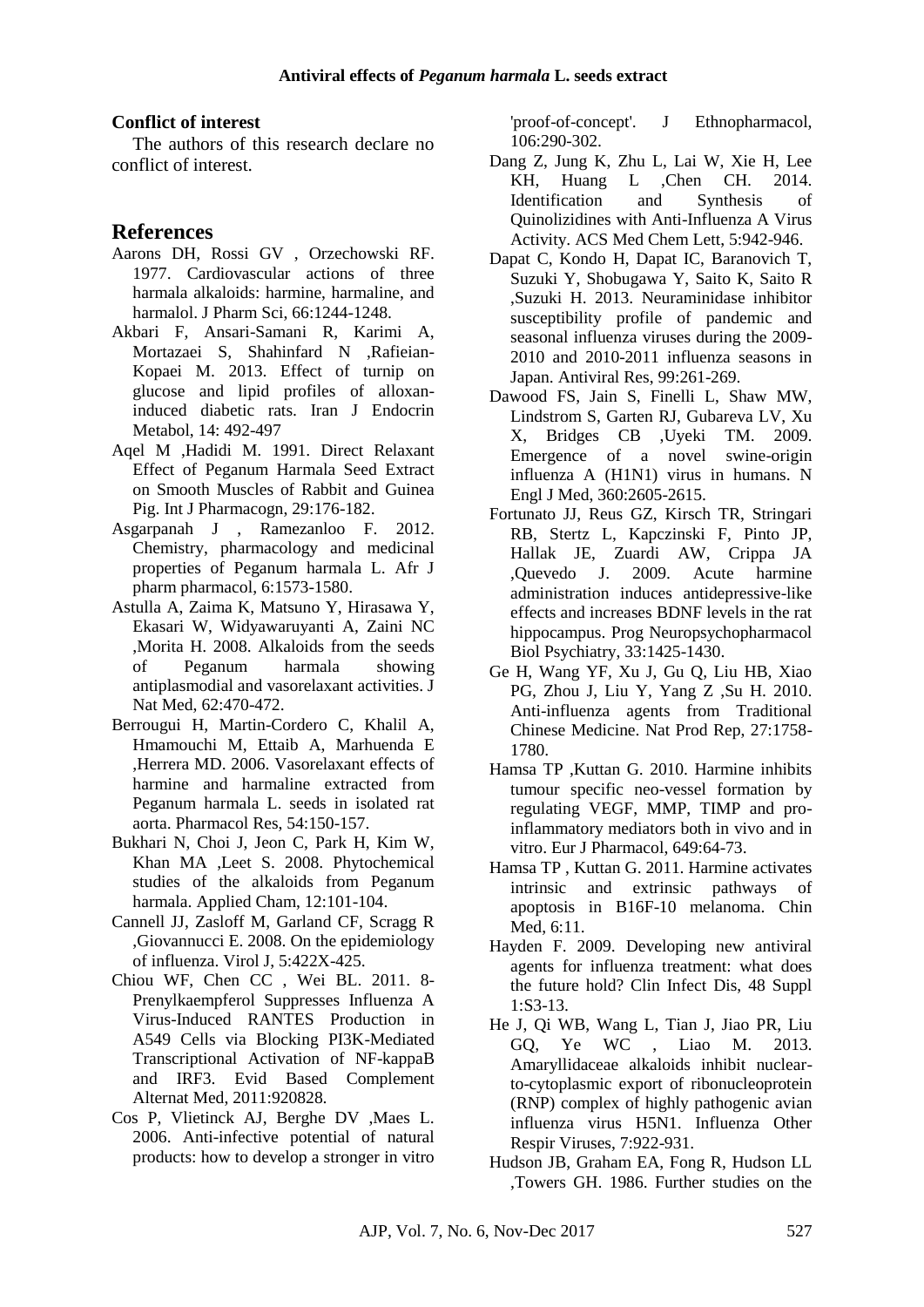## Conflict of interest

The authors of this research declare no conflict of interest.

## References

Aarons DH, Rossi GV , Orzechowski RF. 1977. Cardiovascular actions of three harmala alkaloids: harmine, harmaline, and harmalol. J Pharm Sci, 66:1244-1248.

Akbari F, Ansari-Samani R, Karimi A, Mortazaei S, Shahinfard N ,Rafieian-Kopaei M. 2013. Effect of turnip on glucose and lipid profiles of alloxan-induced diabetic rats. Iran J Endocrin Metabol, 14: 492-497

Aqel M ,Hadidi M. 1991. Direct Relaxant Effect of Peganum Harmala Seed Extract on Smooth Muscles of Rabbit and Guinea Pig. Int J Pharmacogn, 29:176-182.

Asgarpanah J , Ramezanloo F. 2012. Chemistry, pharmacology and medicinal properties of Peganum harmala L. Afr J pharm pharmacol, 6:1573-1580.

Astulla A, Zaima K, Matsuno Y, Hirasawa Y, Ekasari W, Widyawaruyanti A, Zaini NC ,Morita H. 2008. Alkaloids from the seeds of Peganum harmala showing antiplasmodial and vasorelaxant activities. J Nat Med, 62:470-472.

Berrougui H, Martin-Cordero C, Khalil A, Hmamouchi M, Ettaib A, Marhuenda E ,Herrera MD. 2006. Vasorelaxant effects of harmine and harmaline extracted from Peganum harmala L. seeds in isolated rat aorta. Pharmacol Res, 54:150-157.

Bukhari N, Choi J, Jeon C, Park H, Kim W, Khan MA ,Leet S. 2008. Phytochemical studies of the alkaloids from Peganum harmala. Applied Cham, 12:101-104.

Cannell JJ, Zasloff M, Garland CF, Scragg R ,Giovannucci E. 2008. On the epidemiology of influenza. Virol J, 5:422X-425.

Chiou WF, Chen CC , Wei BL. 2011. 8-Prenylkaempferol Suppresses Influenza A Virus-Induced RANTES Production in A549 Cells via Blocking PI3K-Mediated Transcriptional Activation of NF-kappaB and IRF3. Evid Based Complement Alternat Med, 2011:920828.

Cos P, Vlietinck AJ, Berghe DV ,Maes L. 2006. Anti-infective potential of natural products: how to develop a stronger in vitro 'proof-of-concept'. J Ethnopharmacol, 106:290-302.

Dang Z, Jung K, Zhu L, Lai W, Xie H, Lee KH, Huang L ,Chen CH. 2014. Identification and Synthesis of Quinolizidines with Anti-Influenza A Virus Activity. ACS Med Chem Lett, 5:942-946.

Dapat C, Kondo H, Dapat IC, Baranovich T, Suzuki Y, Shobugawa Y, Saito K, Saito R ,Suzuki H. 2013. Neuraminidase inhibitor susceptibility profile of pandemic and seasonal influenza viruses during the 2009-2010 and 2010-2011 influenza seasons in Japan. Antiviral Res, 99:261-269.

Dawood FS, Jain S, Finelli L, Shaw MW, Lindstrom S, Garten RJ, Gubareva LV, Xu X, Bridges CB ,Uyeki TM. 2009. Emergence of a novel swine-origin influenza A (H1N1) virus in humans. N Engl J Med, 360:2605-2615.

Fortunato JJ, Reus GZ, Kirsch TR, Stringari RB, Stertz L, Kapczinski F, Pinto JP, Hallak JE, Zuardi AW, Crippa JA ,Quevedo J. 2009. Acute harmine administration induces antidepressive-like effects and increases BDNF levels in the rat hippocampus. Prog Neuropsychopharmacol Biol Psychiatry, 33:1425-1430.

Ge H, Wang YF, Xu J, Gu Q, Liu HB, Xiao PG, Zhou J, Liu Y, Yang Z ,Su H. 2010. Anti-influenza agents from Traditional Chinese Medicine. Nat Prod Rep, 27:1758-1780.

Hamsa TP ,Kuttan G. 2010. Harmine inhibits tumour specific neo-vessel formation by regulating VEGF, MMP, TIMP and pro-inflammatory mediators both in vivo and in vitro. Eur J Pharmacol, 649:64-73.

Hamsa TP , Kuttan G. 2011. Harmine activates intrinsic and extrinsic pathways of apoptosis in B16F-10 melanoma. Chin Med, 6:11.

Hayden F. 2009. Developing new antiviral agents for influenza treatment: what does the future hold? Clin Infect Dis, 48 Suppl 1:S3-13.

He J, Qi WB, Wang L, Tian J, Jiao PR, Liu GQ, Ye WC , Liao M. 2013. Amaryllidaceae alkaloids inhibit nuclear-to-cytoplasmic export of ribonucleoprotein (RNP) complex of highly pathogenic avian influenza virus H5N1. Influenza Other Respir Viruses, 7:922-931.

Hudson JB, Graham EA, Fong R, Hudson LL ,Towers GH. 1986. Further studies on the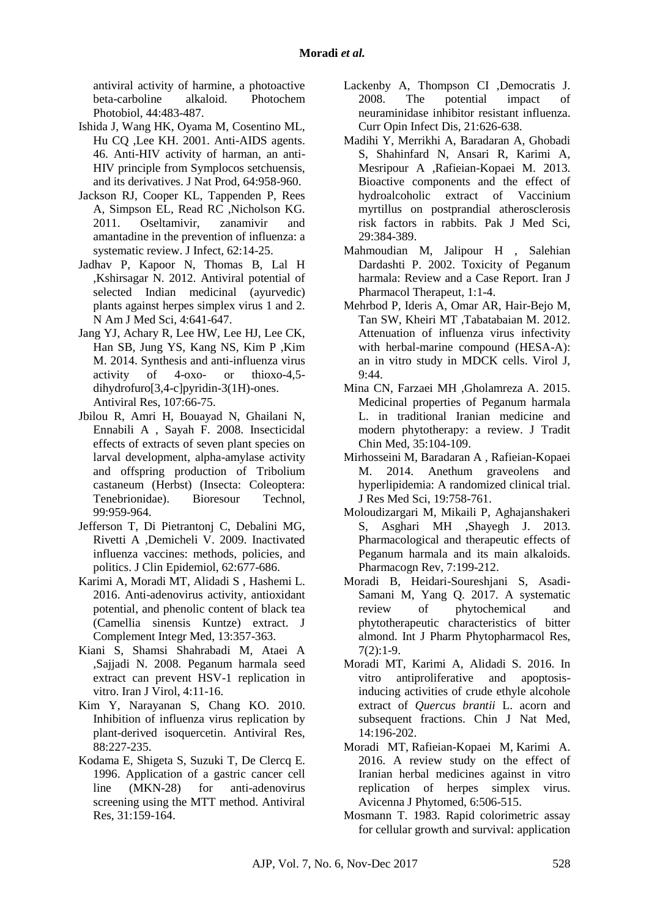antiviral activity of harmine, a photoactive beta-carboline alkaloid. Photochem Photobiol, 44:483-487.

Ishida J, Wang HK, Oyama M, Cosentino ML, Hu CQ ,Lee KH. 2001. Anti-AIDS agents. 46. Anti-HIV activity of harman, an anti-HIV principle from Symplocos setchuensis, and its derivatives. J Nat Prod, 64:958-960.

Jackson RJ, Cooper KL, Tappenden P, Rees A, Simpson EL, Read RC ,Nicholson KG. 2011. Oseltamivir, zanamivir and amantadine in the prevention of influenza: a systematic review. J Infect, 62:14-25.

Jadhav P, Kapoor N, Thomas B, Lal H ,Kshirsagar N. 2012. Antiviral potential of selected Indian medicinal (ayurvedic) plants against herpes simplex virus 1 and 2. N Am J Med Sci, 4:641-647.

Jang YJ, Achary R, Lee HW, Lee HJ, Lee CK, Han SB, Jung YS, Kang NS, Kim P ,Kim M. 2014. Synthesis and anti-influenza virus activity of 4-oxo- or thioxo-4,5-dihydrofuro[3,4-c]pyridin-3(1H)-ones. Antiviral Res, 107:66-75.

Jbilou R, Amri H, Bouayad N, Ghailani N, Ennabili A , Sayah F. 2008. Insecticidal effects of extracts of seven plant species on larval development, alpha-amylase activity and offspring production of Tribolium castaneum (Herbst) (Insecta: Coleoptera: Tenebrionidae). Bioresour Technol, 99:959-964.

Jefferson T, Di Pietrantonj C, Debalini MG, Rivetti A ,Demicheli V. 2009. Inactivated influenza vaccines: methods, policies, and politics. J Clin Epidemiol, 62:677-686.

Karimi A, Moradi MT, Alidadi S , Hashemi L. 2016. Anti-adenovirus activity, antioxidant potential, and phenolic content of black tea (Camellia sinensis Kuntze) extract. J Complement Integr Med, 13:357-363.

Kiani S, Shamsi Shahrabadi M, Ataei A ,Sajjadi N. 2008. Peganum harmala seed extract can prevent HSV-1 replication in vitro. Iran J Virol, 4:11-16.

Kim Y, Narayanan S, Chang KO. 2010. Inhibition of influenza virus replication by plant-derived isoquercetin. Antiviral Res, 88:227-235.

Kodama E, Shigeta S, Suzuki T, De Clercq E. 1996. Application of a gastric cancer cell line (MKN-28) for anti-adenovirus screening using the MTT method. Antiviral Res, 31:159-164.

Lackenby A, Thompson CI ,Democratis J. 2008. The potential impact of neuraminidase inhibitor resistant influenza. Curr Opin Infect Dis, 21:626-638.

Madihi Y, Merrikhi A, Baradaran A, Ghobadi S, Shahinfard N, Ansari R, Karimi A, Mesripour A ,Rafieian-Kopaei M. 2013. Bioactive components and the effect of hydroalcoholic extract of Vaccinium myrtillus on postprandial atherosclerosis risk factors in rabbits. Pak J Med Sci, 29:384-389.

Mahmoudian M, Jalipour H , Salehian Dardashti P. 2002. Toxicity of Peganum harmala: Review and a Case Report. Iran J Pharmacol Therapeut, 1:1-4.

Mehrbod P, Ideris A, Omar AR, Hair-Bejo M, Tan SW, Kheiri MT ,Tabatabaian M. 2012. Attenuation of influenza virus infectivity with herbal-marine compound (HESA-A): an in vitro study in MDCK cells. Virol J, 9:44.

Mina CN, Farzaei MH ,Gholamreza A. 2015. Medicinal properties of Peganum harmala L. in traditional Iranian medicine and modern phytotherapy: a review. J Tradit Chin Med, 35:104-109.

Mirhosseini M, Baradaran A , Rafieian-Kopaei M. 2014. Anethum graveolens and hyperlipidemia: A randomized clinical trial. J Res Med Sci, 19:758-761.

Moloudizargari M, Mikaili P, Aghajanshakeri S, Asghari MH ,Shayegh J. 2013. Pharmacological and therapeutic effects of Peganum harmala and its main alkaloids. Pharmacogn Rev, 7:199-212.

Moradi B, Heidari-Soureshjani S, Asadi-Samani M, Yang Q. 2017. A systematic review of phytochemical and phytotherapeutic characteristics of bitter almond. Int J Pharm Phytopharmacol Res, 7(2):1-9.

Moradi MT, Karimi A, Alidadi S. 2016. In vitro antiproliferative and apoptosis-inducing activities of crude ethyle alcohole extract of *Quercus brantii* L. acorn and subsequent fractions. Chin J Nat Med, 14:196-202.

Moradi MT, Rafieian-Kopaei M, Karimi A. 2016. A review study on the effect of Iranian herbal medicines against in vitro replication of herpes simplex virus. Avicenna J Phytomed, 6:506-515.

Mosmann T. 1983. Rapid colorimetric assay for cellular growth and survival: application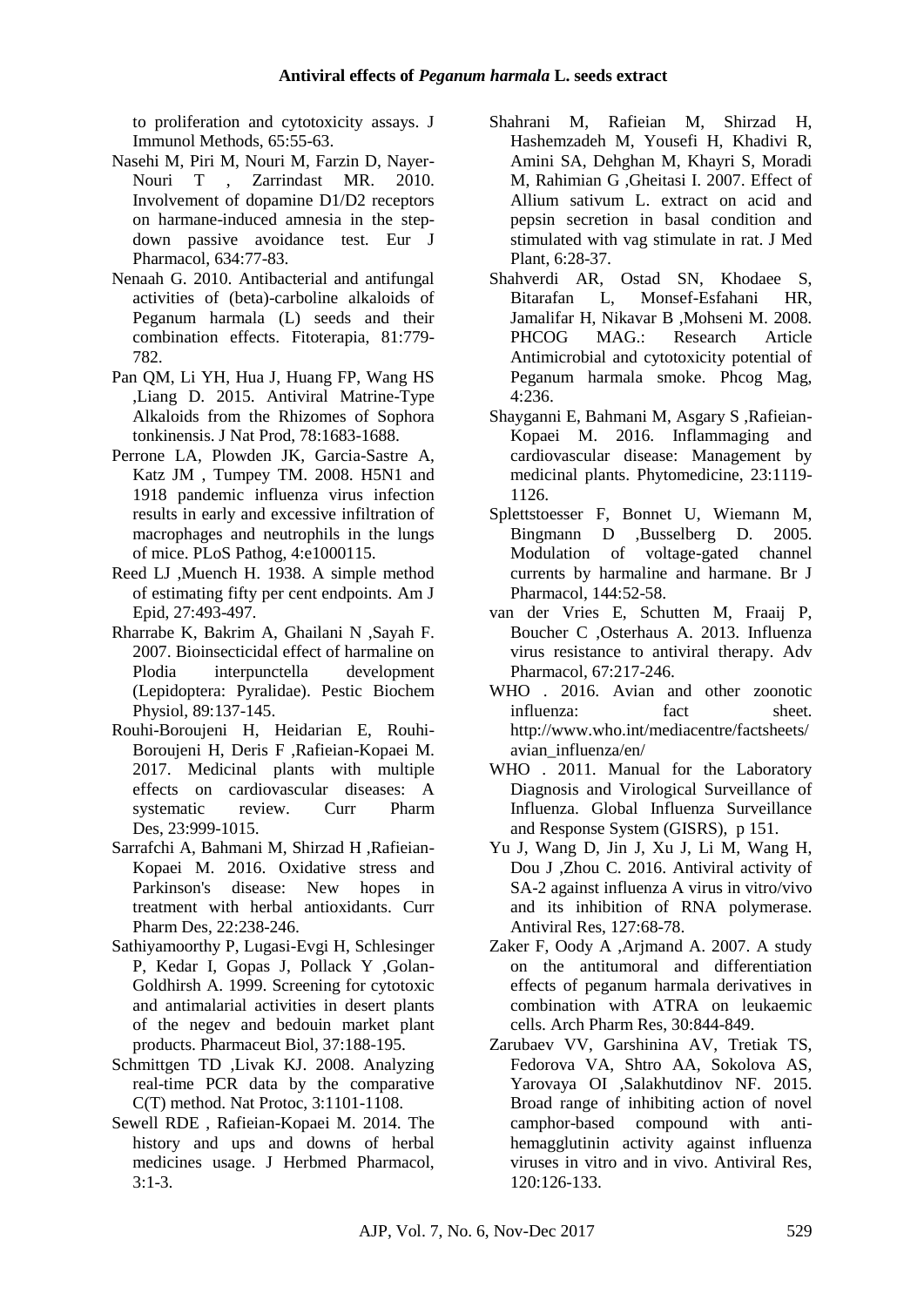to proliferation and cytotoxicity assays. J Immunol Methods, 65:55-63.

Nasehi M, Piri M, Nouri M, Farzin D, Nayer-Nouri T , Zarrindast MR. 2010. Involvement of dopamine D1/D2 receptors on harmane-induced amnesia in the step-down passive avoidance test. Eur J Pharmacol, 634:77-83.

Nenaah G. 2010. Antibacterial and antifungal activities of (beta)-carboline alkaloids of Peganum harmala (L) seeds and their combination effects. Fitoterapia, 81:779-782.

Pan QM, Li YH, Hua J, Huang FP, Wang HS ,Liang D. 2015. Antiviral Matrine-Type Alkaloids from the Rhizomes of Sophora tonkinensis. J Nat Prod, 78:1683-1688.

Perrone LA, Plowden JK, Garcia-Sastre A, Katz JM , Tumpey TM. 2008. H5N1 and 1918 pandemic influenza virus infection results in early and excessive infiltration of macrophages and neutrophils in the lungs of mice. PLoS Pathog, 4:e1000115.

Reed LJ ,Muench H. 1938. A simple method of estimating fifty per cent endpoints. Am J Epid, 27:493-497.

Rharrabe K, Bakrim A, Ghailani N ,Sayah F. 2007. Bioinsecticidal effect of harmaline on Plodia interpunctella development (Lepidoptera: Pyralidae). Pestic Biochem Physiol, 89:137-145.

Rouhi-Boroujeni H, Heidarian E, Rouhi-Boroujeni H, Deris F ,Rafieian-Kopaei M. 2017. Medicinal plants with multiple effects on cardiovascular diseases: A systematic review. Curr Pharm Des, 23:999-1015.

Sarrafchi A, Bahmani M, Shirzad H ,Rafieian-Kopaei M. 2016. Oxidative stress and Parkinson's disease: New hopes in treatment with herbal antioxidants. Curr Pharm Des, 22:238-246.

Sathiyamoorthy P, Lugasi-Evgi H, Schlesinger P, Kedar I, Gopas J, Pollack Y ,Golan-Goldhirsh A. 1999. Screening for cytotoxic and antimalarial activities in desert plants of the negev and bedouin market plant products. Pharmaceut Biol, 37:188-195.

Schmittgen TD ,Livak KJ. 2008. Analyzing real-time PCR data by the comparative C(T) method. Nat Protoc, 3:1101-1108.

Sewell RDE , Rafieian-Kopaei M. 2014. The history and ups and downs of herbal medicines usage. J Herbmed Pharmacol, 3:1-3.

Shahrani M, Rafieian M, Shirzad H, Hashemzadeh M, Yousefi H, Khadivi R, Amini SA, Dehghan M, Khayri S, Moradi M, Rahimian G ,Gheitasi I. 2007. Effect of Allium sativum L. extract on acid and pepsin secretion in basal condition and stimulated with vag stimulate in rat. J Med Plant, 6:28-37.

Shahverdi AR, Ostad SN, Khodaee S, Bitarafan L, Monsef-Esfahani HR, Jamalifar H, Nikavar B ,Mohseni M. 2008. PHCOG MAG.: Research Article Antimicrobial and cytotoxicity potential of Peganum harmala smoke. Phcog Mag, 4:236.

Shayganni E, Bahmani M, Asgary S ,Rafieian-Kopaei M. 2016. Inflammaging and cardiovascular disease: Management by medicinal plants. Phytomedicine, 23:1119-1126.

Splettstoesser F, Bonnet U, Wiemann M, Bingmann D ,Busselberg D. 2005. Modulation of voltage-gated channel currents by harmaline and harmane. Br J Pharmacol, 144:52-58.

van der Vries E, Schutten M, Fraaij P, Boucher C ,Osterhaus A. 2013. Influenza virus resistance to antiviral therapy. Adv Pharmacol, 67:217-246.

WHO . 2016. Avian and other zoonotic influenza: fact sheet. http://www.who.int/mediacentre/factsheets/avian_influenza/en/

WHO . 2011. Manual for the Laboratory Diagnosis and Virological Surveillance of Influenza. Global Influenza Surveillance and Response System (GISRS), p 151.

Yu J, Wang D, Jin J, Xu J, Li M, Wang H, Dou J ,Zhou C. 2016. Antiviral activity of SA-2 against influenza A virus in vitro/vivo and its inhibition of RNA polymerase. Antiviral Res, 127:68-78.

Zaker F, Oody A ,Arjmand A. 2007. A study on the antitumoral and differentiation effects of peganum harmala derivatives in combination with ATRA on leukaemic cells. Arch Pharm Res, 30:844-849.

Zarubaev VV, Garshinina AV, Tretiak TS, Fedorova VA, Shtro AA, Sokolova AS, Yarovaya OI ,Salakhutdinov NF. 2015. Broad range of inhibiting action of novel camphor-based compound with anti-hemagglutinin activity against influenza viruses in vitro and in vivo. Antiviral Res, 120:126-133.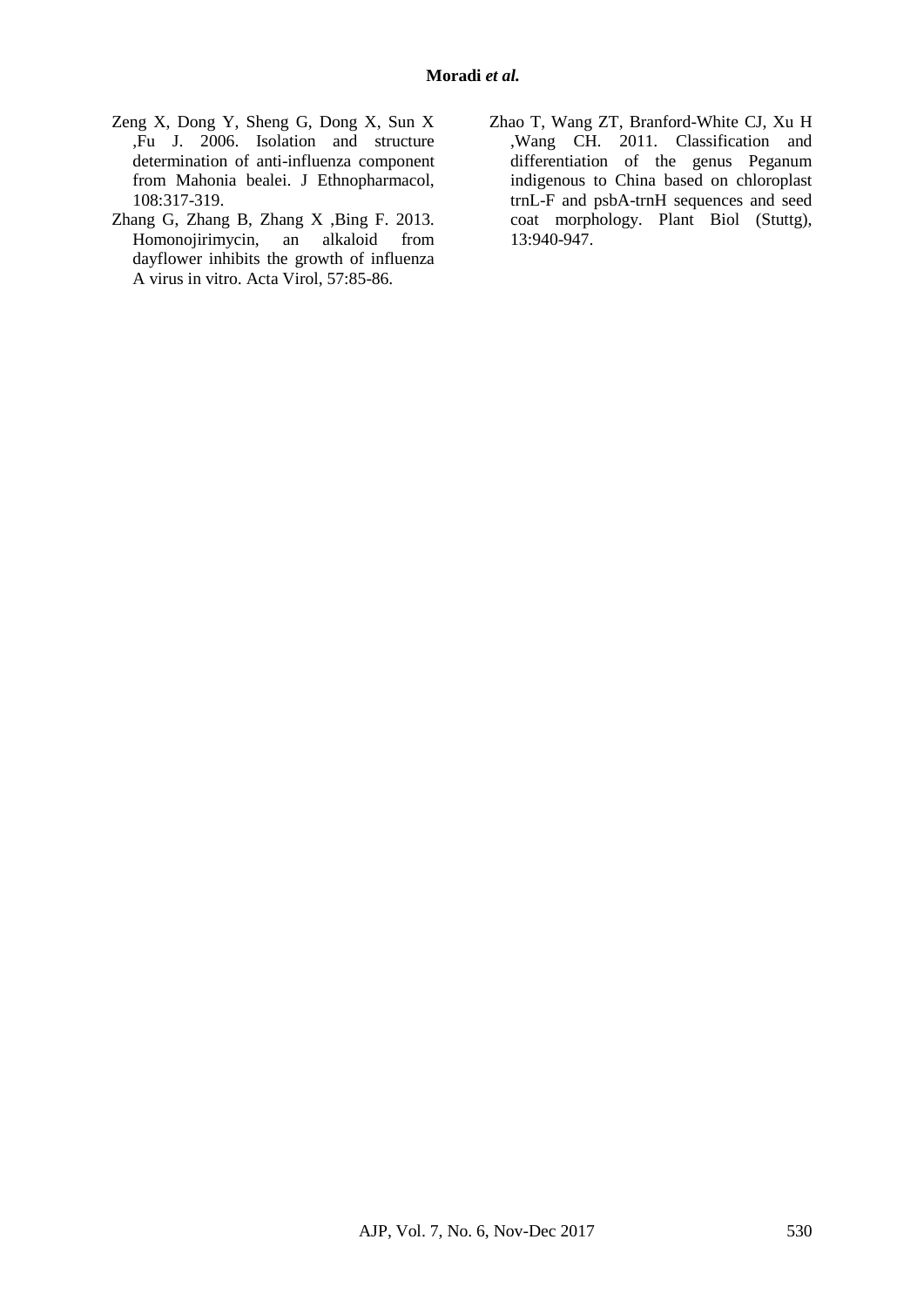Zeng X, Dong Y, Sheng G, Dong X, Sun X ,Fu J. 2006. Isolation and structure determination of anti-influenza component from Mahonia bealei. J Ethnopharmacol, 108:317-319.

Zhang G, Zhang B, Zhang X ,Bing F. 2013. Homonojirimycin, an alkaloid from dayflower inhibits the growth of influenza A virus in vitro. Acta Virol, 57:85-86.

Zhao T, Wang ZT, Branford-White CJ, Xu H ,Wang CH. 2011. Classification and differentiation of the genus Peganum indigenous to China based on chloroplast trnL-F and psbA-trnH sequences and seed coat morphology. Plant Biol (Stuttg), 13:940-947.